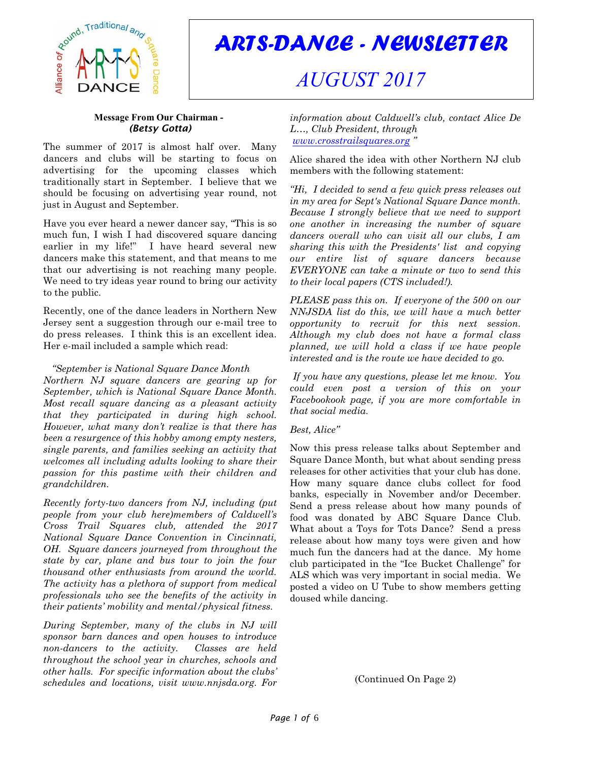# ARTS-DANCE - NEWSLETTER

# AUGUST 2017

### Message From Our Chairman - *(Betsy Gotta)*

The summer of 2017 is almost half over. Many dancers and clubs will be starting to focus on advertising for the upcoming classes which traditionally start in September. I believe that we should be focusing on advertising year round, not just in August and September.

Have you ever heard a newer dancer say, "This is so much fun, I wish I had discovered square dancing earlier in my life!" I have heard several new dancers make this statement, and that means to me that our advertising is not reaching many people. We need to try ideas year round to bring our activity to the public.

Recently, one of the dance leaders in Northern New Jersey sent a suggestion through our e-mail tree to do press releases. I think this is an excellent idea. Her e-mail included a sample which read:

*"September is National Square Dance Month*
*Northern NJ square dancers are gearing up for September, which is National Square Dance Month. Most recall square dancing as a pleasant activity that they participated in during high school. However, what many don't realize is that there has been a resurgence of this hobby among empty nesters, single parents, and families seeking an activity that welcomes all including adults looking to share their passion for this pastime with their children and grandchildren.*

*Recently forty-two dancers from NJ, including (put people from your club here)members of Caldwell's Cross Trail Squares club, attended the 2017 National Square Dance Convention in Cincinnati, OH. Square dancers journeyed from throughout the state by car, plane and bus tour to join the four thousand other enthusiasts from around the world. The activity has a plethora of support from medical professionals who see the benefits of the activity in their patients' mobility and mental/physical fitness.*

*During September, many of the clubs in NJ will sponsor barn dances and open houses to introduce non-dancers to the activity. Classes are held throughout the school year in churches, schools and other halls. For specific information about the clubs' schedules and locations, visit www.nnjsda.org. For information about Caldwell's club, contact Alice De L…, Club President, through www.crosstrailsquares.org "*

Alice shared the idea with other Northern NJ club members with the following statement:

*"Hi, I decided to send a few quick press releases out in my area for Sept's National Square Dance month. Because I strongly believe that we need to support one another in increasing the number of square dancers overall who can visit all our clubs, I am sharing this with the Presidents' list and copying our entire list of square dancers because EVERYONE can take a minute or two to send this to their local papers (CTS included!).*

*PLEASE pass this on. If everyone of the 500 on our NNJSDA list do this, we will have a much better opportunity to recruit for this next session. Although my club does not have a formal class planned, we will hold a class if we have people interested and is the route we have decided to go.*

*If you have any questions, please let me know. You could even post a version of this on your Facebookook page, if you are more comfortable in that social media.*

*Best, Alice"*

Now this press release talks about September and Square Dance Month, but what about sending press releases for other activities that your club has done. How many square dance clubs collect for food banks, especially in November and/or December. Send a press release about how many pounds of food was donated by ABC Square Dance Club. What about a Toys for Tots Dance? Send a press release about how many toys were given and how much fun the dancers had at the dance. My home club participated in the "Ice Bucket Challenge" for ALS which was very important in social media. We posted a video on U Tube to show members getting doused while dancing.

(Continued On Page 2)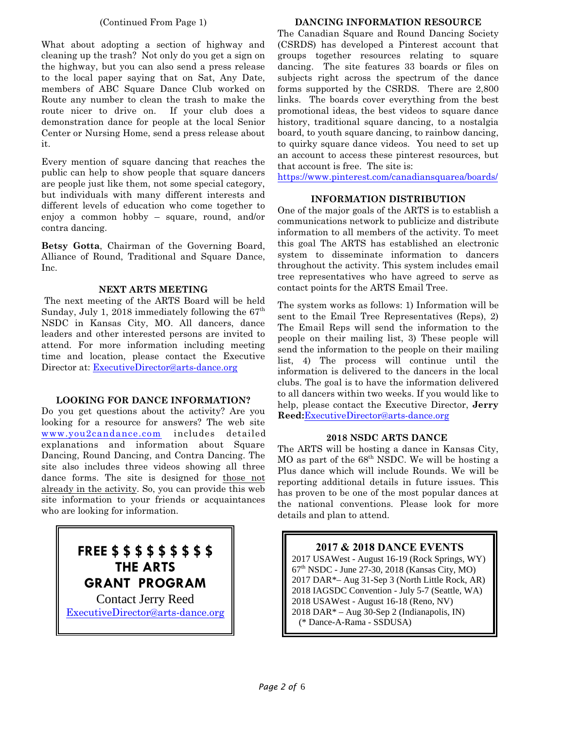(Continued From Page 1)

What about adopting a section of highway and cleaning up the trash? Not only do you get a sign on the highway, but you can also send a press release to the local paper saying that on Sat, Any Date, members of ABC Square Dance Club worked on Route any number to clean the trash to make the route nicer to drive on. If your club does a demonstration dance for people at the local Senior Center or Nursing Home, send a press release about it.

Every mention of square dancing that reaches the public can help to show people that square dancers are people just like them, not some special category, but individuals with many different interests and different levels of education who come together to enjoy a common hobby – square, round, and/or contra dancing.

**Betsy Gotta**, Chairman of the Governing Board, Alliance of Round, Traditional and Square Dance, Inc.

### NEXT ARTS MEETING

The next meeting of the ARTS Board will be held Sunday, July 1, 2018 immediately following the 67th NSDC in Kansas City, MO. All dancers, dance leaders and other interested persons are invited to attend. For more information including meeting time and location, please contact the Executive Director at: ExecutiveDirector@arts-dance.org

### LOOKING FOR DANCE INFORMATION?

Do you get questions about the activity? Are you looking for a resource for answers? The web site www.you2candance.com includes detailed explanations and information about Square Dancing, Round Dancing, and Contra Dancing. The site also includes three videos showing all three dance forms. The site is designed for those not already in the activity. So, you can provide this web site information to your friends or acquaintances who are looking for information.

**FREE $ $ $ $ $ $ $ $ $**
**THE ARTS GRANT PROGRAM**
Contact Jerry Reed
ExecutiveDirector@arts-dance.org

### DANCING INFORMATION RESOURCE

The Canadian Square and Round Dancing Society (CSRDS) has developed a Pinterest account that groups together resources relating to square dancing. The site features 33 boards or files on subjects right across the spectrum of the dance forms supported by the CSRDS. There are 2,800 links. The boards cover everything from the best promotional ideas, the best videos to square dance history, traditional square dancing, to a nostalgia board, to youth square dancing, to rainbow dancing, to quirky square dance videos. You need to set up an account to access these pinterest resources, but that account is free. The site is:
https://www.pinterest.com/canadiansquarea/boards/

### INFORMATION DISTRIBUTION

One of the major goals of the ARTS is to establish a communications network to publicize and distribute information to all members of the activity. To meet this goal The ARTS has established an electronic system to disseminate information to dancers throughout the activity. This system includes email tree representatives who have agreed to serve as contact points for the ARTS Email Tree.

The system works as follows: 1) Information will be sent to the Email Tree Representatives (Reps), 2) The Email Reps will send the information to the people on their mailing list, 3) These people will send the information to the people on their mailing list, 4) The process will continue until the information is delivered to the dancers in the local clubs. The goal is to have the information delivered to all dancers within two weeks. If you would like to help, please contact the Executive Director, **Jerry Reed:**ExecutiveDirector@arts-dance.org

### 2018 NSDC ARTS DANCE

The ARTS will be hosting a dance in Kansas City, MO as part of the 68th NSDC. We will be hosting a Plus dance which will include Rounds. We will be reporting additional details in future issues. This has proven to be one of the most popular dances at the national conventions. Please look for more details and plan to attend.

### 2017 & 2018 DANCE EVENTS

2017 USAWest - August 16-19 (Rock Springs, WY)
67th NSDC - June 27-30, 2018 (Kansas City, MO)
2017 DAR*– Aug 31-Sep 3 (North Little Rock, AR)
2018 IAGSDC Convention - July 5-7 (Seattle, WA)
2018 USAWest - August 16-18 (Reno, NV)
2018 DAR* – Aug 30-Sep 2 (Indianapolis, IN)
(* Dance-A-Rama - SSDUSA)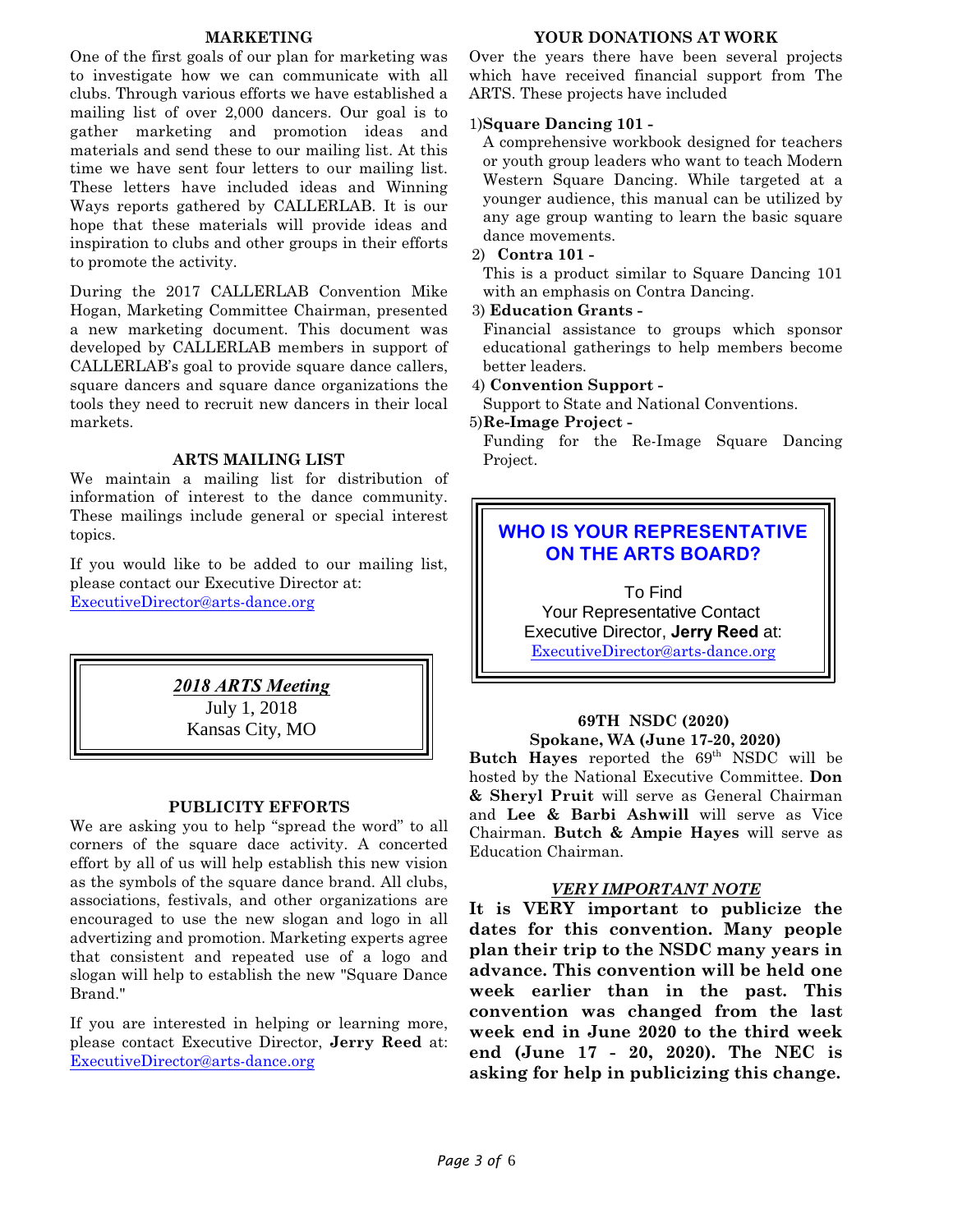## MARKETING

One of the first goals of our plan for marketing was to investigate how we can communicate with all clubs. Through various efforts we have established a mailing list of over 2,000 dancers. Our goal is to gather marketing and promotion ideas and materials and send these to our mailing list. At this time we have sent four letters to our mailing list. These letters have included ideas and Winning Ways reports gathered by CALLERLAB. It is our hope that these materials will provide ideas and inspiration to clubs and other groups in their efforts to promote the activity.

During the 2017 CALLERLAB Convention Mike Hogan, Marketing Committee Chairman, presented a new marketing document. This document was developed by CALLERLAB members in support of CALLERLAB's goal to provide square dance callers, square dancers and square dance organizations the tools they need to recruit new dancers in their local markets.

## ARTS MAILING LIST

We maintain a mailing list for distribution of information of interest to the dance community. These mailings include general or special interest topics.

If you would like to be added to our mailing list, please contact our Executive Director at:
ExecutiveDirector@arts-dance.org

***2018 ARTS Meeting***
July 1, 2018
Kansas City, MO

## PUBLICITY EFFORTS

We are asking you to help "spread the word" to all corners of the square dace activity. A concerted effort by all of us will help establish this new vision as the symbols of the square dance brand. All clubs, associations, festivals, and other organizations are encouraged to use the new slogan and logo in all advertizing and promotion. Marketing experts agree that consistent and repeated use of a logo and slogan will help to establish the new "Square Dance Brand."

If you are interested in helping or learning more, please contact Executive Director, **Jerry Reed** at:
ExecutiveDirector@arts-dance.org

## YOUR DONATIONS AT WORK

Over the years there have been several projects which have received financial support from The ARTS. These projects have included

1) **Square Dancing 101 -**
A comprehensive workbook designed for teachers or youth group leaders who want to teach Modern Western Square Dancing. While targeted at a younger audience, this manual can be utilized by any age group wanting to learn the basic square dance movements.

2) **Contra 101 -**
This is a product similar to Square Dancing 101 with an emphasis on Contra Dancing.

3) **Education Grants -**
Financial assistance to groups which sponsor educational gatherings to help members become better leaders.

4) **Convention Support -**
Support to State and National Conventions.

5) **Re-Image Project -**
Funding for the Re-Image Square Dancing Project.

## WHO IS YOUR REPRESENTATIVE ON THE ARTS BOARD?

To Find
Your Representative Contact
Executive Director, **Jerry Reed** at:
ExecutiveDirector@arts-dance.org

## 69TH NSDC (2020)
### Spokane, WA (June 17-20, 2020)

**Butch Hayes** reported the 69th NSDC will be hosted by the National Executive Committee. **Don & Sheryl Pruit** will serve as General Chairman and **Lee & Barbi Ashwill** will serve as Vice Chairman. **Butch & Ampie Hayes** will serve as Education Chairman.

***VERY IMPORTANT NOTE***

**It is VERY important to publicize the dates for this convention. Many people plan their trip to the NSDC many years in advance. This convention will be held one week earlier than in the past. This convention was changed from the last week end in June 2020 to the third week end (June 17 - 20, 2020). The NEC is asking for help in publicizing this change.**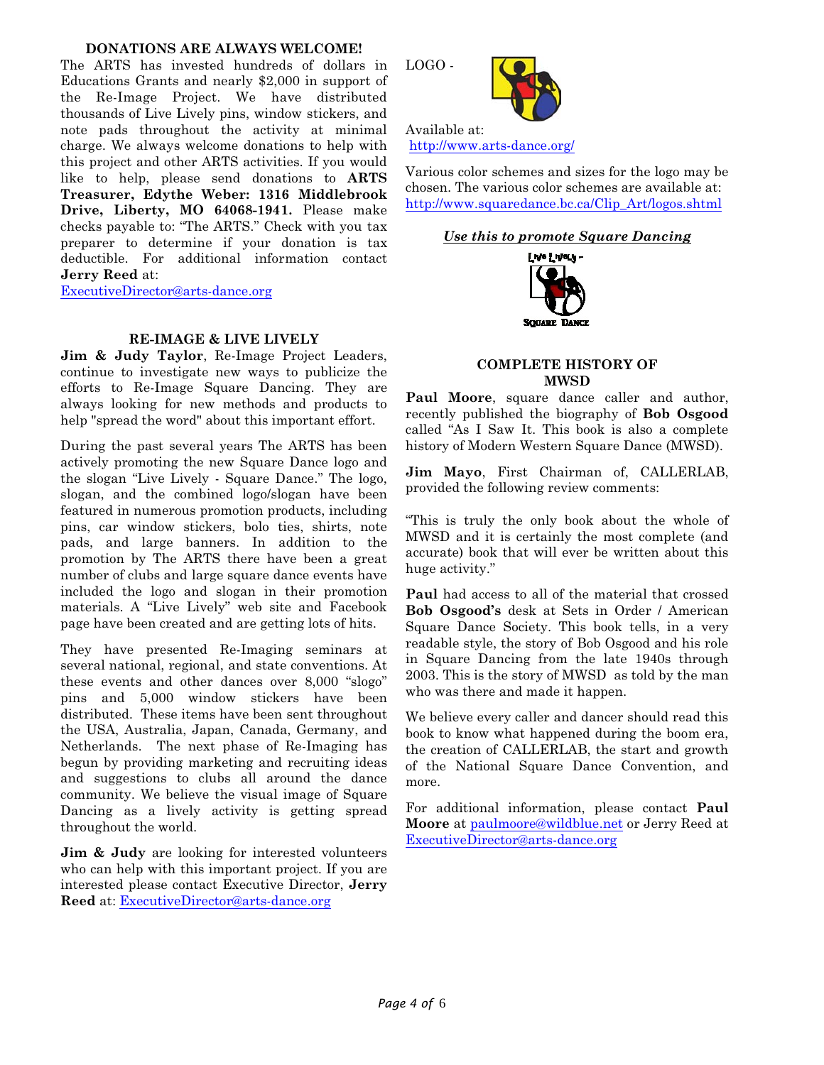### DONATIONS ARE ALWAYS WELCOME!

The ARTS has invested hundreds of dollars in Educations Grants and nearly $2,000 in support of the Re-Image Project. We have distributed thousands of Live Lively pins, window stickers, and note pads throughout the activity at minimal charge. We always welcome donations to help with this project and other ARTS activities. If you would like to help, please send donations to **ARTS Treasurer, Edythe Weber: 1316 Middlebrook Drive, Liberty, MO 64068-1941.** Please make checks payable to: "The ARTS." Check with you tax preparer to determine if your donation is tax deductible. For additional information contact **Jerry Reed** at:
ExecutiveDirector@arts-dance.org

### RE-IMAGE & LIVE LIVELY

**Jim & Judy Taylor**, Re-Image Project Leaders, continue to investigate new ways to publicize the efforts to Re-Image Square Dancing. They are always looking for new methods and products to help "spread the word" about this important effort.

During the past several years The ARTS has been actively promoting the new Square Dance logo and the slogan "Live Lively - Square Dance." The logo, slogan, and the combined logo/slogan have been featured in numerous promotion products, including pins, car window stickers, bolo ties, shirts, note pads, and large banners. In addition to the promotion by The ARTS there have been a great number of clubs and large square dance events have included the logo and slogan in their promotion materials. A "Live Lively" web site and Facebook page have been created and are getting lots of hits.

They have presented Re-Imaging seminars at several national, regional, and state conventions. At these events and other dances over 8,000 "slogo" pins and 5,000 window stickers have been distributed. These items have been sent throughout the USA, Australia, Japan, Canada, Germany, and Netherlands. The next phase of Re-Imaging has begun by providing marketing and recruiting ideas and suggestions to clubs all around the dance community. We believe the visual image of Square Dancing as a lively activity is getting spread throughout the world.

**Jim & Judy** are looking for interested volunteers who can help with this important project. If you are interested please contact Executive Director, **Jerry Reed** at: ExecutiveDirector@arts-dance.org

LOGO -

Available at:
http://www.arts-dance.org/

Various color schemes and sizes for the logo may be chosen. The various color schemes are available at: http://www.squaredance.bc.ca/Clip_Art/logos.shtml

***Use this to promote Square Dancing***

Live Lively -

SQUARE DANCE

### COMPLETE HISTORY OF MWSD

**Paul Moore**, square dance caller and author, recently published the biography of **Bob Osgood** called "As I Saw It. This book is also a complete history of Modern Western Square Dance (MWSD).

**Jim Mayo**, First Chairman of, CALLERLAB, provided the following review comments:

"This is truly the only book about the whole of MWSD and it is certainly the most complete (and accurate) book that will ever be written about this huge activity."

**Paul** had access to all of the material that crossed **Bob Osgood's** desk at Sets in Order / American Square Dance Society. This book tells, in a very readable style, the story of Bob Osgood and his role in Square Dancing from the late 1940s through 2003. This is the story of MWSD as told by the man who was there and made it happen.

We believe every caller and dancer should read this book to know what happened during the boom era, the creation of CALLERLAB, the start and growth of the National Square Dance Convention, and more.

For additional information, please contact **Paul Moore** at paulmoore@wildblue.net or Jerry Reed at ExecutiveDirector@arts-dance.org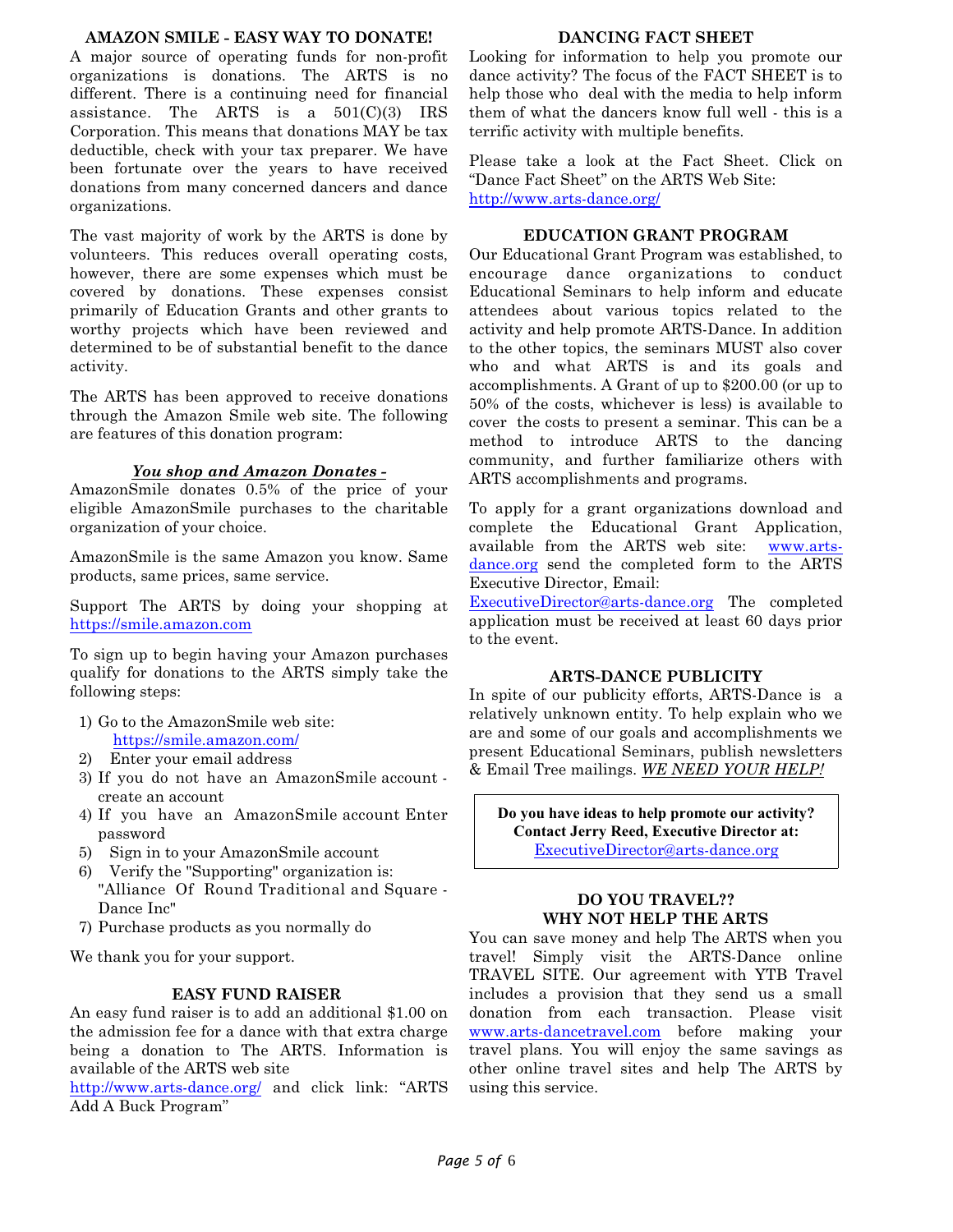## AMAZON SMILE - EASY WAY TO DONATE!

A major source of operating funds for non-profit organizations is donations. The ARTS is no different. There is a continuing need for financial assistance. The ARTS is a 501(C)(3) IRS Corporation. This means that donations MAY be tax deductible, check with your tax preparer. We have been fortunate over the years to have received donations from many concerned dancers and dance organizations.

The vast majority of work by the ARTS is done by volunteers. This reduces overall operating costs, however, there are some expenses which must be covered by donations. These expenses consist primarily of Education Grants and other grants to worthy projects which have been reviewed and determined to be of substantial benefit to the dance activity.

The ARTS has been approved to receive donations through the Amazon Smile web site. The following are features of this donation program:

***You shop and Amazon Donates -***

AmazonSmile donates 0.5% of the price of your eligible AmazonSmile purchases to the charitable organization of your choice.

AmazonSmile is the same Amazon you know. Same products, same prices, same service.

Support The ARTS by doing your shopping at https://smile.amazon.com

To sign up to begin having your Amazon purchases qualify for donations to the ARTS simply take the following steps:

1) Go to the AmazonSmile web site: https://smile.amazon.com/
2) Enter your email address
3) If you do not have an AmazonSmile account - create an account
4) If you have an AmazonSmile account Enter password
5) Sign in to your AmazonSmile account
6) Verify the "Supporting" organization is: "Alliance Of Round Traditional and Square - Dance Inc"
7) Purchase products as you normally do

We thank you for your support.

## EASY FUND RAISER

An easy fund raiser is to add an additional $1.00 on the admission fee for a dance with that extra charge being a donation to The ARTS. Information is available of the ARTS web site http://www.arts-dance.org/ and click link: "ARTS Add A Buck Program"

## DANCING FACT SHEET

Looking for information to help you promote our dance activity? The focus of the FACT SHEET is to help those who deal with the media to help inform them of what the dancers know full well - this is a terrific activity with multiple benefits.

Please take a look at the Fact Sheet. Click on "Dance Fact Sheet" on the ARTS Web Site: http://www.arts-dance.org/

## EDUCATION GRANT PROGRAM

Our Educational Grant Program was established, to encourage dance organizations to conduct Educational Seminars to help inform and educate attendees about various topics related to the activity and help promote ARTS-Dance. In addition to the other topics, the seminars MUST also cover who and what ARTS is and its goals and accomplishments. A Grant of up to $200.00 (or up to 50% of the costs, whichever is less) is available to cover the costs to present a seminar. This can be a method to introduce ARTS to the dancing community, and further familiarize others with ARTS accomplishments and programs.

To apply for a grant organizations download and complete the Educational Grant Application, available from the ARTS web site: www.arts-dance.org send the completed form to the ARTS Executive Director, Email: ExecutiveDirector@arts-dance.org The completed application must be received at least 60 days prior to the event.

## ARTS-DANCE PUBLICITY

In spite of our publicity efforts, ARTS-Dance is a relatively unknown entity. To help explain who we are and some of our goals and accomplishments we present Educational Seminars, publish newsletters & Email Tree mailings. ***WE NEED YOUR HELP!***

**Do you have ideas to help promote our activity?**
**Contact Jerry Reed, Executive Director at:**
ExecutiveDirector@arts-dance.org

## DO YOU TRAVEL?? WHY NOT HELP THE ARTS

You can save money and help The ARTS when you travel! Simply visit the ARTS-Dance online TRAVEL SITE. Our agreement with YTB Travel includes a provision that they send us a small donation from each transaction. Please visit www.arts-dancetravel.com before making your travel plans. You will enjoy the same savings as other online travel sites and help The ARTS by using this service.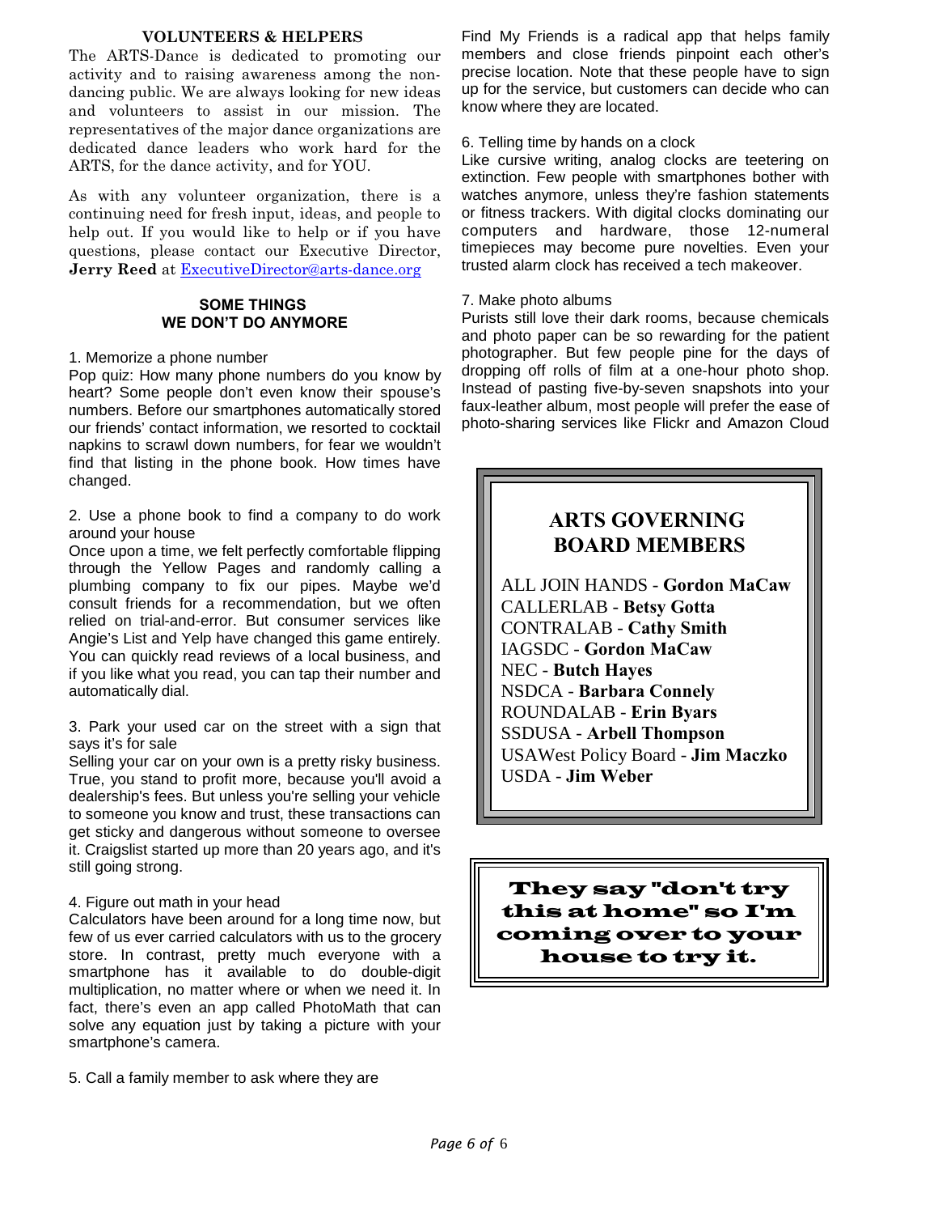## VOLUNTEERS & HELPERS

The ARTS-Dance is dedicated to promoting our activity and to raising awareness among the non-dancing public. We are always looking for new ideas and volunteers to assist in our mission. The representatives of the major dance organizations are dedicated dance leaders who work hard for the ARTS, for the dance activity, and for YOU.

As with any volunteer organization, there is a continuing need for fresh input, ideas, and people to help out. If you would like to help or if you have questions, please contact our Executive Director, **Jerry Reed** at ExecutiveDirector@arts-dance.org

## SOME THINGS WE DON'T DO ANYMORE

1. Memorize a phone number

Pop quiz: How many phone numbers do you know by heart? Some people don't even know their spouse's numbers. Before our smartphones automatically stored our friends' contact information, we resorted to cocktail napkins to scrawl down numbers, for fear we wouldn't find that listing in the phone book. How times have changed.

2. Use a phone book to find a company to do work around your house

Once upon a time, we felt perfectly comfortable flipping through the Yellow Pages and randomly calling a plumbing company to fix our pipes. Maybe we'd consult friends for a recommendation, but we often relied on trial-and-error. But consumer services like Angie's List and Yelp have changed this game entirely. You can quickly read reviews of a local business, and if you like what you read, you can tap their number and automatically dial.

3. Park your used car on the street with a sign that says it's for sale

Selling your car on your own is a pretty risky business. True, you stand to profit more, because you'll avoid a dealership's fees. But unless you're selling your vehicle to someone you know and trust, these transactions can get sticky and dangerous without someone to oversee it. Craigslist started up more than 20 years ago, and it's still going strong.

4. Figure out math in your head

Calculators have been around for a long time now, but few of us ever carried calculators with us to the grocery store. In contrast, pretty much everyone with a smartphone has it available to do double-digit multiplication, no matter where or when we need it. In fact, there's even an app called PhotoMath that can solve any equation just by taking a picture with your smartphone's camera.

5. Call a family member to ask where they are

Find My Friends is a radical app that helps family members and close friends pinpoint each other's precise location. Note that these people have to sign up for the service, but customers can decide who can know where they are located.

6. Telling time by hands on a clock

Like cursive writing, analog clocks are teetering on extinction. Few people with smartphones bother with watches anymore, unless they're fashion statements or fitness trackers. With digital clocks dominating our computers and hardware, those 12-numeral timepieces may become pure novelties. Even your trusted alarm clock has received a tech makeover.

7. Make photo albums

Purists still love their dark rooms, because chemicals and photo paper can be so rewarding for the patient photographer. But few people pine for the days of dropping off rolls of film at a one-hour photo shop. Instead of pasting five-by-seven snapshots into your faux-leather album, most people will prefer the ease of photo-sharing services like Flickr and Amazon Cloud

## ARTS GOVERNING BOARD MEMBERS

ALL JOIN HANDS - **Gordon MaCaw**
CALLERLAB - **Betsy Gotta**
CONTRALAB - **Cathy Smith**
IAGSDC - **Gordon MaCaw**
NEC - **Butch Hayes**
NSDCA - **Barbara Connely**
ROUNDALAB - **Erin Byars**
SSDUSA - **Arbell Thompson**
USAWest Policy Board - **Jim Maczko**
USDA - **Jim Weber**

**They say "don't try this at home" so I'm coming over to your house to try it.**